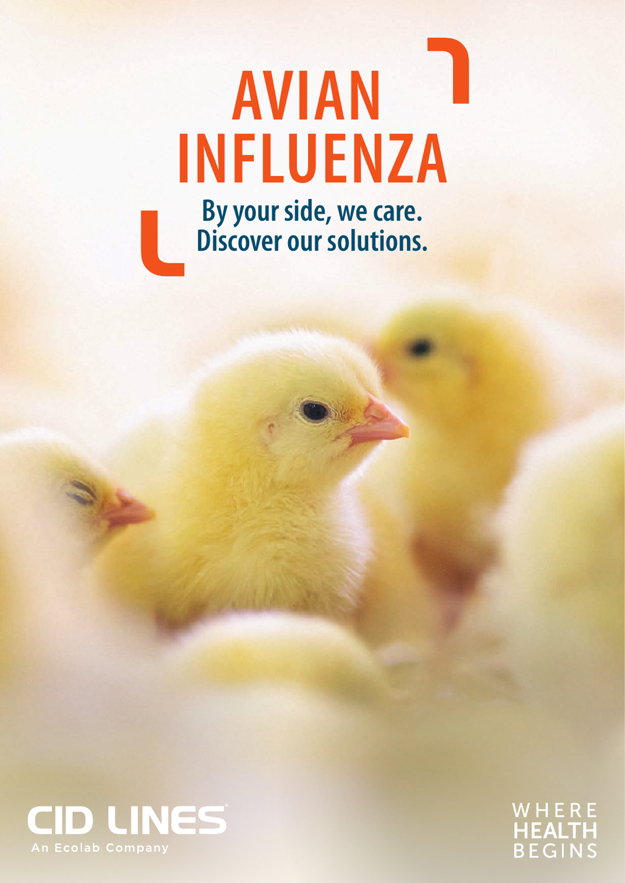# AVIAN INFLUENZA

**By your side, we care.**
**Discover our solutions.**

CID LINES
An Ecolab Company

WHERE
HEALTH
BEGINS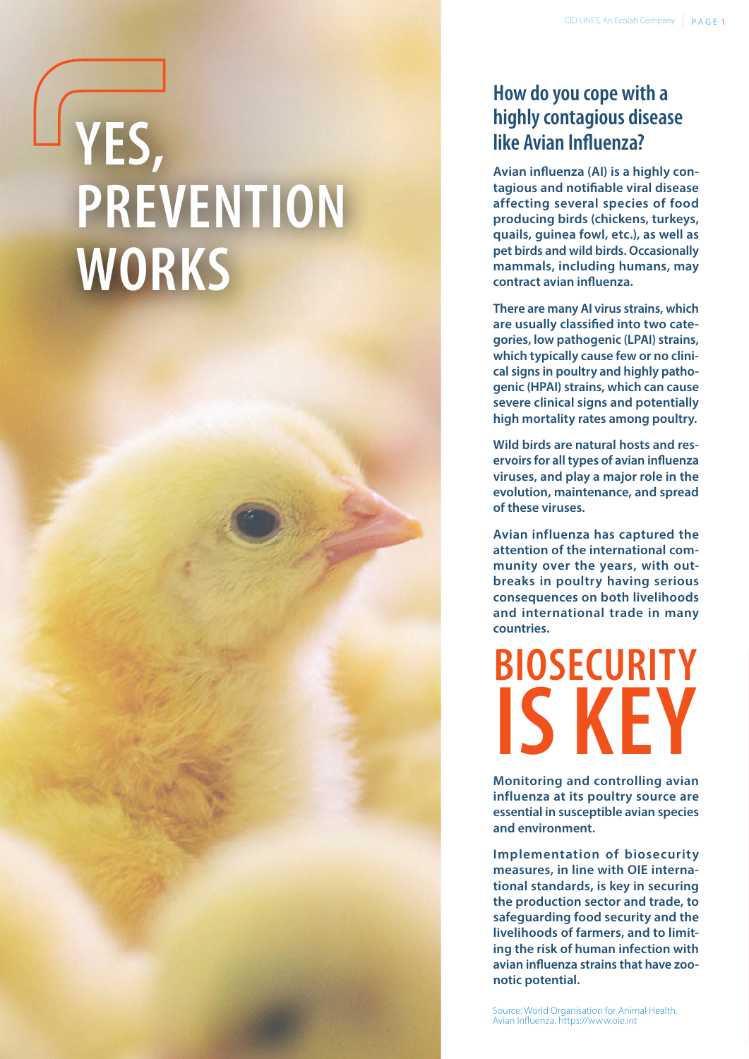# YES, PREVENTION WORKS

## How do you cope with a highly contagious disease like Avian Influenza?

**Avian influenza (AI) is a highly contagious and notifiable viral disease affecting several species of food producing birds (chickens, turkeys, quails, guinea fowl, etc.), as well as pet birds and wild birds. Occasionally mammals, including humans, may contract avian influenza.**

**There are many AI virus strains, which are usually classified into two categories, low pathogenic (LPAI) strains, which typically cause few or no clinical signs in poultry and highly pathogenic (HPAI) strains, which can cause severe clinical signs and potentially high mortality rates among poultry.**

**Wild birds are natural hosts and reservoirs for all types of avian influenza viruses, and play a major role in the evolution, maintenance, and spread of these viruses.**

**Avian influenza has captured the attention of the international community over the years, with outbreaks in poultry having serious consequences on both livelihoods and international trade in many countries.**

## BIOSECURITY IS KEY

**Monitoring and controlling avian influenza at its poultry source are essential in susceptible avian species and environment.**

**Implementation of biosecurity measures, in line with OIE international standards, is key in securing the production sector and trade, to safeguarding food security and the livelihoods of farmers, and to limiting the risk of human infection with avian influenza strains that have zoonotic potential.**

Source: World Organisation for Animal Health. Avian Influenza. https://www.oie.int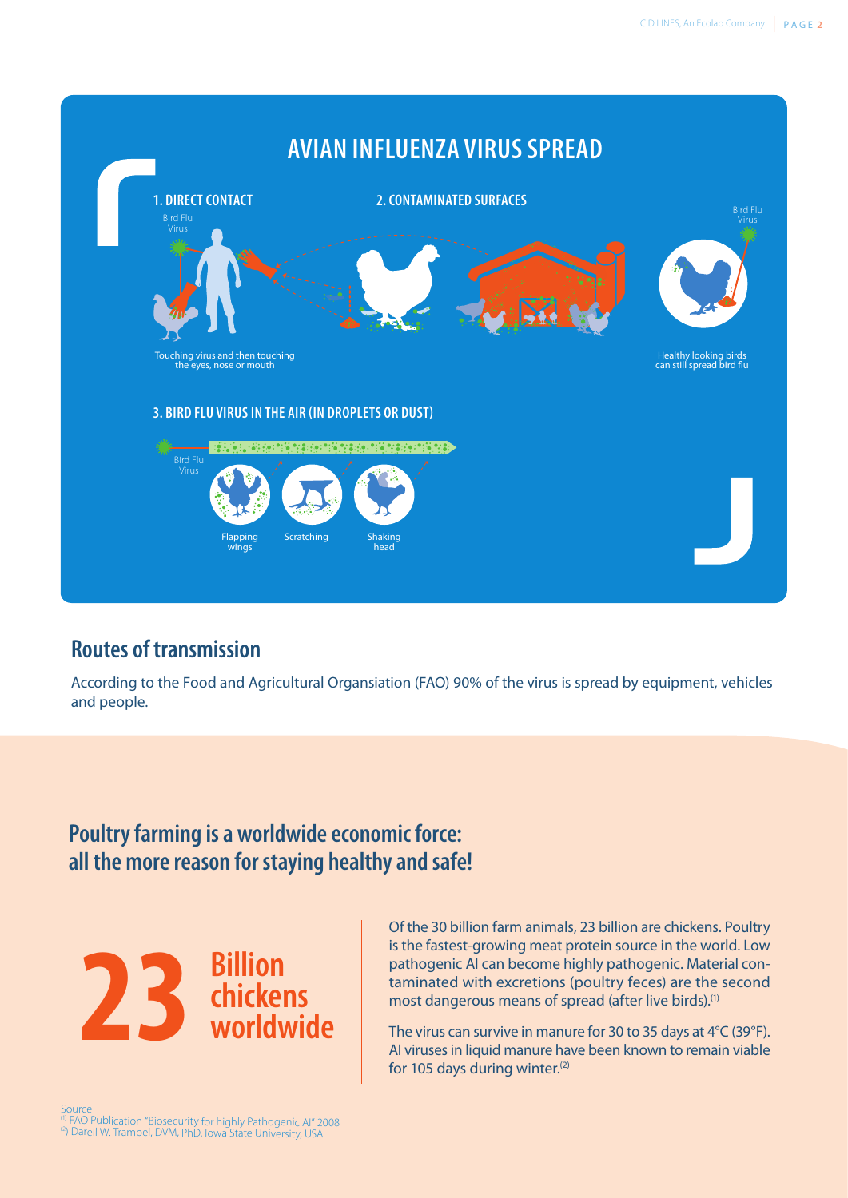# AVIAN INFLUENZA VIRUS SPREAD

## 1. DIRECT CONTACT

Bird Flu Virus

Touching virus and then touching the eyes, nose or mouth

## 2. CONTAMINATED SURFACES

Bird Flu Virus

Healthy looking birds can still spread bird flu

## 3. BIRD FLU VIRUS IN THE AIR (IN DROPLETS OR DUST)

Bird Flu Virus

Flapping wings

Scratching

Shaking head

## Routes of transmission

According to the Food and Agricultural Organsiation (FAO) 90% of the virus is spread by equipment, vehicles and people.

## Poultry farming is a worldwide economic force: all the more reason for staying healthy and safe!

**23 Billion chickens worldwide**

Of the 30 billion farm animals, 23 billion are chickens. Poultry is the fastest-growing meat protein source in the world. Low pathogenic AI can become highly pathogenic. Material contaminated with excretions (poultry feces) are the second most dangerous means of spread (after live birds).[1]

The virus can survive in manure for 30 to 35 days at 4°C (39°F). AI viruses in liquid manure have been known to remain viable for 105 days during winter.[2]

Source
[1] FAO Publication "Biosecurity for highly Pathogenic AI" 2008
[2] Darell W. Trampel, DVM, PhD, Iowa State University, USA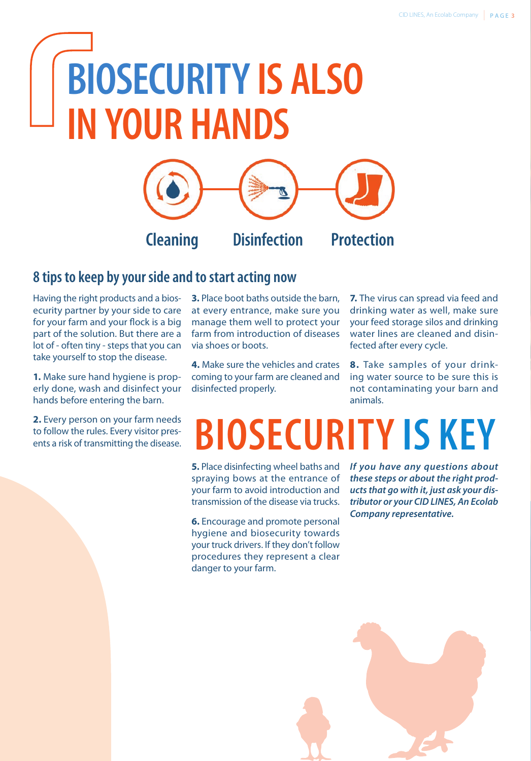# BIOSECURITY IS ALSO IN YOUR HANDS

Cleaning — Disinfection — Protection

## 8 tips to keep by your side and to start acting now

Having the right products and a biosecurity partner by your side to care for your farm and your flock is a big part of the solution. But there are a lot of - often tiny - steps that you can take yourself to stop the disease.

**1.** Make sure hand hygiene is properly done, wash and disinfect your hands before entering the barn.

**2.** Every person on your farm needs to follow the rules. Every visitor presents a risk of transmitting the disease.

**3.** Place boot baths outside the barn, at every entrance, make sure you manage them well to protect your farm from introduction of diseases via shoes or boots.

**4.** Make sure the vehicles and crates coming to your farm are cleaned and disinfected properly.

**5.** Place disinfecting wheel baths and spraying bows at the entrance of your farm to avoid introduction and transmission of the disease via trucks.

**6.** Encourage and promote personal hygiene and biosecurity towards your truck drivers. If they don't follow procedures they represent a clear danger to your farm.

**7.** The virus can spread via feed and drinking water as well, make sure your feed storage silos and drinking water lines are cleaned and disinfected after every cycle.

**8.** Take samples of your drinking water source to be sure this is not contaminating your barn and animals.

# BIOSECURITY IS KEY

***If you have any questions about these steps or about the right products that go with it, just ask your distributor or your CID LINES, An Ecolab Company representative.***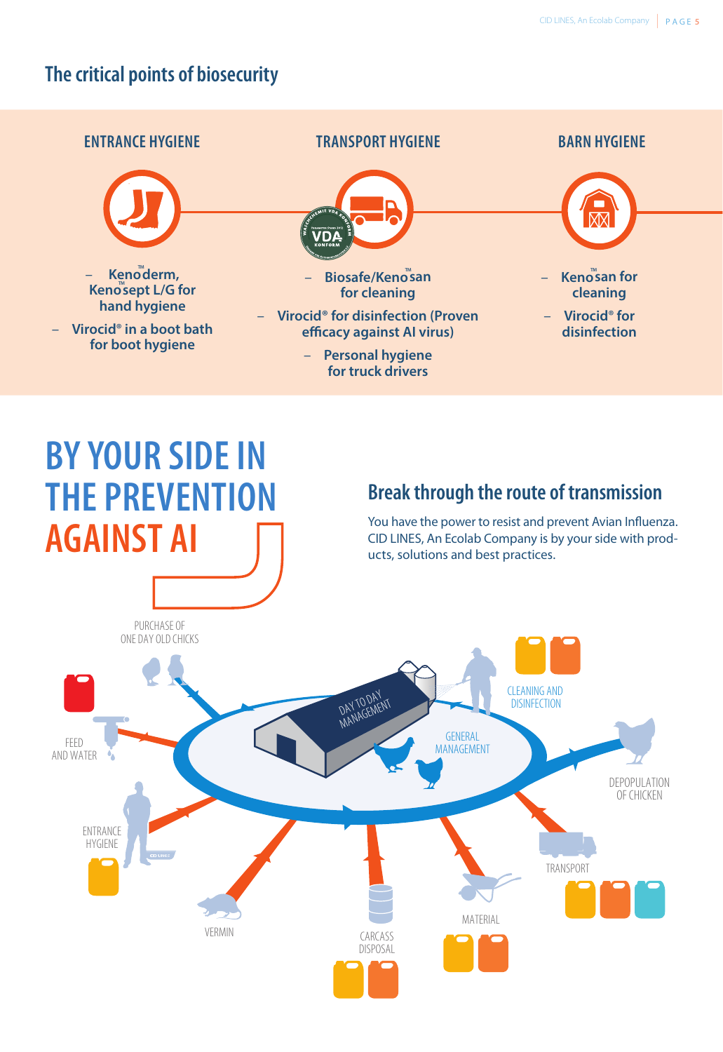## The critical points of biosecurity

### ENTRANCE HYGIENE

- Kenoderm™, Kenosept™ L/G for hand hygiene
- Virocid® in a boot bath for boot hygiene

### TRANSPORT HYGIENE

- Biosafe/Kenosan™ for cleaning
- Virocid® for disinfection (Proven efficacy against AI virus)
- Personal hygiene for truck drivers

### BARN HYGIENE

- Kenosan™ for cleaning
- Virocid® for disinfection

# BY YOUR SIDE IN THE PREVENTION AGAINST AI

## Break through the route of transmission

You have the power to resist and prevent Avian Influenza. CID LINES, An Ecolab Company is by your side with products, solutions and best practices.

PURCHASE OF ONE DAY OLD CHICKS

FEED AND WATER

ENTRANCE HYGIENE

VERMIN

CARCASS DISPOSAL

MATERIAL

TRANSPORT

DEPOPULATION OF CHICKEN

CLEANING AND DISINFECTION

GENERAL MANAGEMENT

DAY TO DAY MANAGEMENT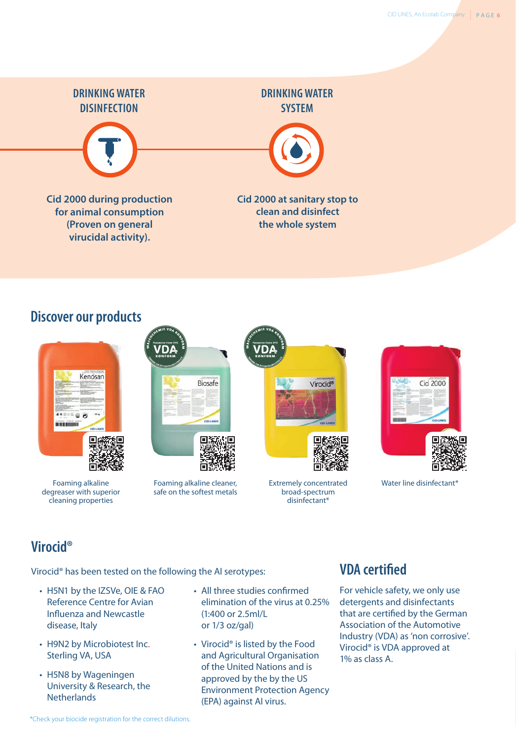## DRINKING WATER DISINFECTION

**Cid 2000 during production for animal consumption (Proven on general virucidal activity).**

## DRINKING WATER SYSTEM

**Cid 2000 at sanitary stop to clean and disinfect the whole system**

## Discover our products

Kenosan – Foaming alkaline degreaser with superior cleaning properties

Biosafe – Foaming alkaline cleaner, safe on the softest metals

Virocid® – Extremely concentrated broad-spectrum disinfectant*

Cid 2000 – Water line disinfectant*

## Virocid®

Virocid® has been tested on the following the AI serotypes:

- H5N1 by the IZSVe, OIE & FAO Reference Centre for Avian Influenza and Newcastle disease, Italy
- H9N2 by Microbiotest Inc. Sterling VA, USA
- H5N8 by Wageningen University & Research, the Netherlands

- All three studies confirmed elimination of the virus at 0.25% (1:400 or 2.5ml/L or 1/3 oz/gal)
- Virocid® is listed by the Food and Agricultural Organisation of the United Nations and is approved by the by the US Environment Protection Agency (EPA) against AI virus.

## VDA certified

For vehicle safety, we only use detergents and disinfectants that are certified by the German Association of the Automotive Industry (VDA) as 'non corrosive'. Virocid® is VDA approved at 1% as class A.

*Check your biocide registration for the correct dilutions.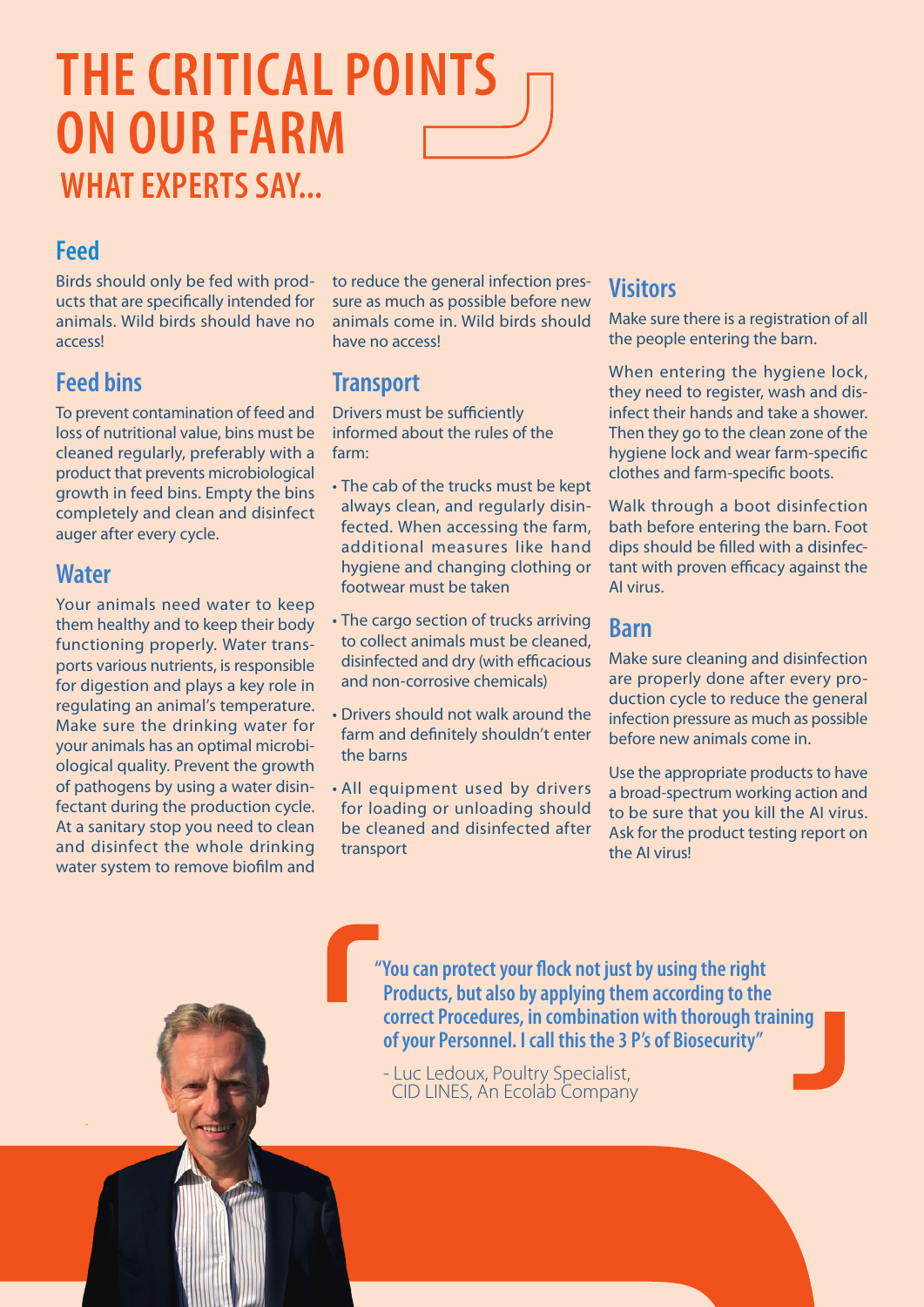# THE CRITICAL POINTS ON OUR FARM

## WHAT EXPERTS SAY...

### Feed

Birds should only be fed with products that are specifically intended for animals. Wild birds should have no access!

### Feed bins

To prevent contamination of feed and loss of nutritional value, bins must be cleaned regularly, preferably with a product that prevents microbiological growth in feed bins. Empty the bins completely and clean and disinfect auger after every cycle.

### Water

Your animals need water to keep them healthy and to keep their body functioning properly. Water transports various nutrients, is responsible for digestion and plays a key role in regulating an animal's temperature. Make sure the drinking water for your animals has an optimal microbiological quality. Prevent the growth of pathogens by using a water disinfectant during the production cycle. At a sanitary stop you need to clean and disinfect the whole drinking water system to remove biofilm and to reduce the general infection pressure as much as possible before new animals come in. Wild birds should have no access!

### Transport

Drivers must be sufficiently informed about the rules of the farm:

- The cab of the trucks must be kept always clean, and regularly disinfected. When accessing the farm, additional measures like hand hygiene and changing clothing or footwear must be taken
- The cargo section of trucks arriving to collect animals must be cleaned, disinfected and dry (with efficacious and non-corrosive chemicals)
- Drivers should not walk around the farm and definitely shouldn't enter the barns
- All equipment used by drivers for loading or unloading should be cleaned and disinfected after transport

### Visitors

Make sure there is a registration of all the people entering the barn.

When entering the hygiene lock, they need to register, wash and disinfect their hands and take a shower. Then they go to the clean zone of the hygiene lock and wear farm-specific clothes and farm-specific boots.

Walk through a boot disinfection bath before entering the barn. Foot dips should be filled with a disinfectant with proven efficacy against the AI virus.

### Barn

Make sure cleaning and disinfection are properly done after every production cycle to reduce the general infection pressure as much as possible before new animals come in.

Use the appropriate products to have a broad-spectrum working action and to be sure that you kill the AI virus. Ask for the product testing report on the AI virus!

**"You can protect your flock not just by using the right Products, but also by applying them according to the correct Procedures, in combination with thorough training of your Personnel. I call this the 3 P's of Biosecurity"**

- Luc Ledoux, Poultry Specialist, CID LINES, An Ecolab Company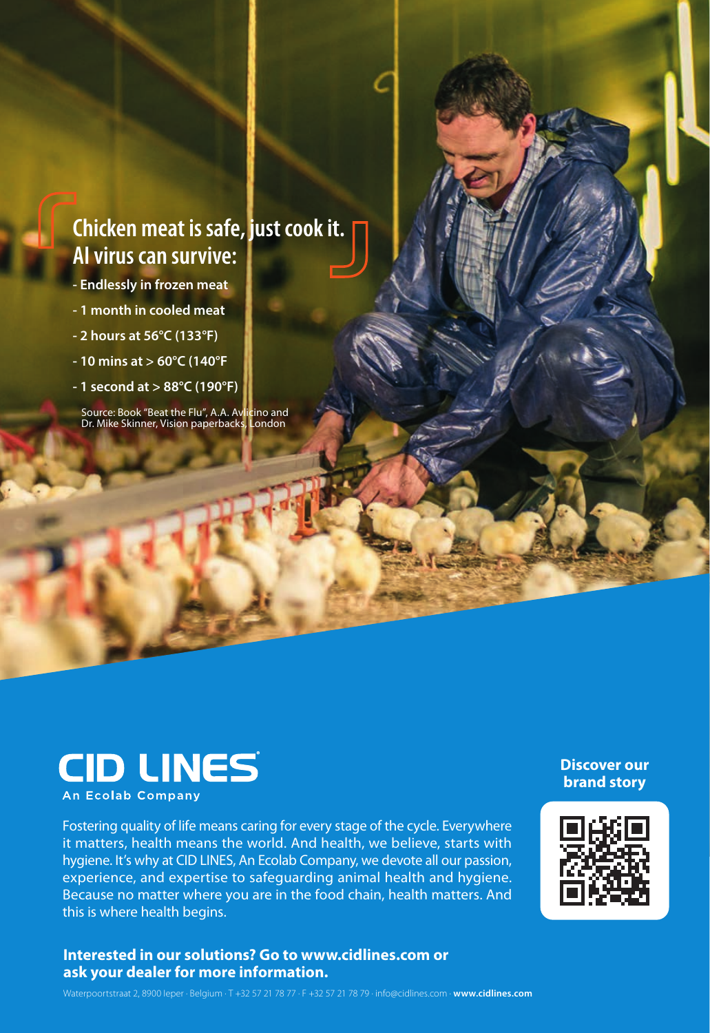**Chicken meat is safe, just cook it.**
**AI virus can survive:**

- **Endlessly in frozen meat**
- **1 month in cooled meat**
- **2 hours at 56°C (133°F)**
- **10 mins at > 60°C (140°F**
- **1 second at > 88°C (190°F)**

Source: Book "Beat the Flu", A.A. Avlicino and Dr. Mike Skinner, Vision paperbacks, London

**CID LINES**
An Ecolab Company

Fostering quality of life means caring for every stage of the cycle. Everywhere it matters, health means the world. And health, we believe, starts with hygiene. It's why at CID LINES, An Ecolab Company, we devote all our passion, experience, and expertise to safeguarding animal health and hygiene. Because no matter where you are in the food chain, health matters. And this is where health begins.

**Discover our brand story**

**Interested in our solutions? Go to www.cidlines.com or ask your dealer for more information.**

Waterpoortstraat 2, 8900 Ieper · Belgium · T +32 57 21 78 77 · F +32 57 21 78 79 · info@cidlines.com · **www.cidlines.com**